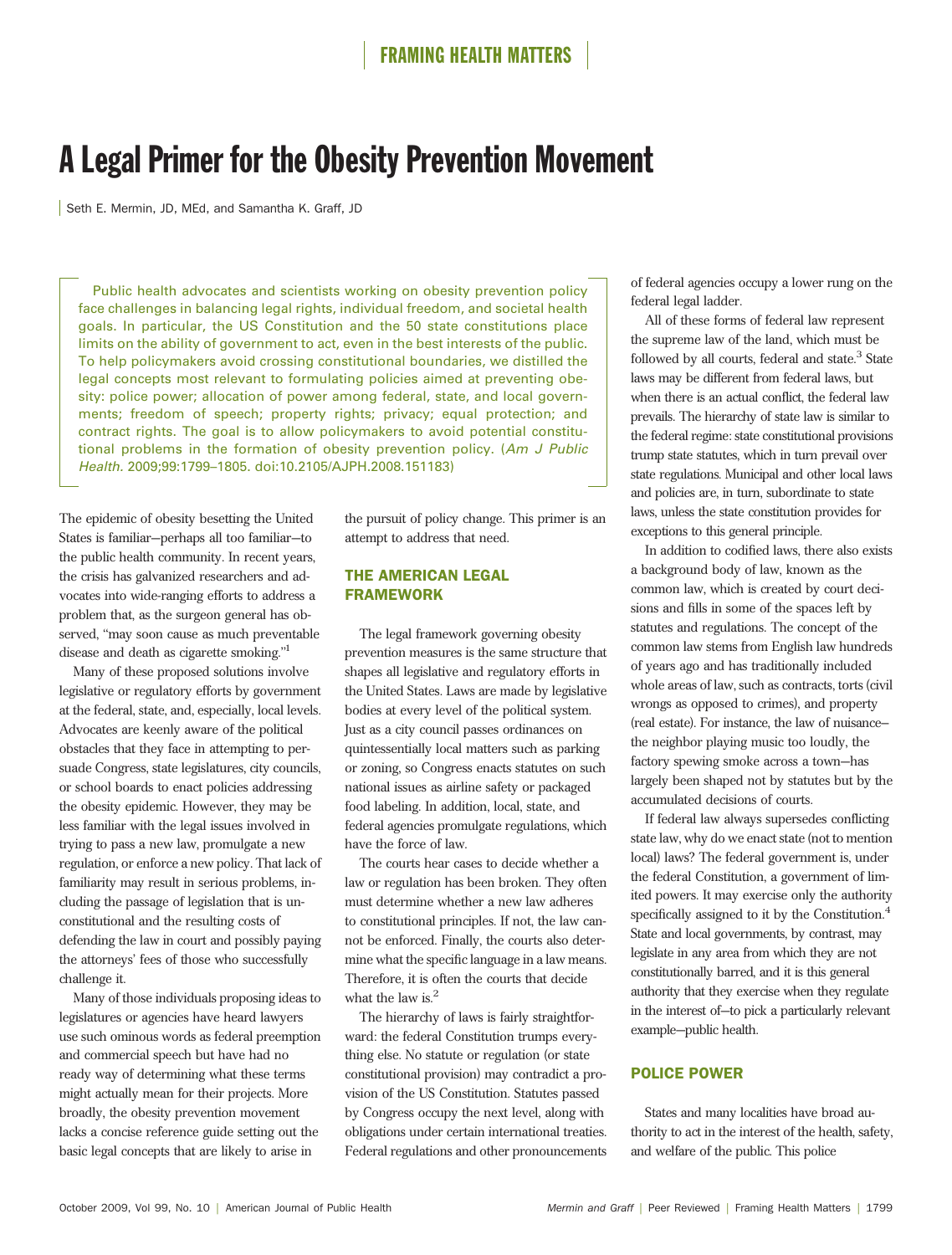# A Legal Primer for the Obesity Prevention Movement

Seth E. Mermin, JD, MEd, and Samantha K. Graff, JD

Public health advocates and scientists working on obesity prevention policy face challenges in balancing legal rights, individual freedom, and societal health goals. In particular, the US Constitution and the 50 state constitutions place limits on the ability of government to act, even in the best interests of the public. To help policymakers avoid crossing constitutional boundaries, we distilled the legal concepts most relevant to formulating policies aimed at preventing obesity: police power; allocation of power among federal, state, and local governments; freedom of speech; property rights; privacy; equal protection; and contract rights. The goal is to allow policymakers to avoid potential constitutional problems in the formation of obesity prevention policy. (*Am J Public Health*. 2009;99:1799–1805. doi:10.2105/AJPH.2008.151183)

The epidemic of obesity besetting the United States is familiar—perhaps all too familiar—to the public health community. In recent years, the crisis has galvanized researchers and advocates into wide-ranging efforts to address a problem that, as the surgeon general has observed, "may soon cause as much preventable disease and death as cigarette smoking."[1]

Many of these proposed solutions involve legislative or regulatory efforts by government at the federal, state, and, especially, local levels. Advocates are keenly aware of the political obstacles that they face in attempting to persuade Congress, state legislatures, city councils, or school boards to enact policies addressing the obesity epidemic. However, they may be less familiar with the legal issues involved in trying to pass a new law, promulgate a new regulation, or enforce a new policy. That lack of familiarity may result in serious problems, including the passage of legislation that is unconstitutional and the resulting costs of defending the law in court and possibly paying the attorneys' fees of those who successfully challenge it.

Many of those individuals proposing ideas to legislatures or agencies have heard lawyers use such ominous words as federal preemption and commercial speech but have had no ready way of determining what these terms might actually mean for their projects. More broadly, the obesity prevention movement lacks a concise reference guide setting out the basic legal concepts that are likely to arise in the pursuit of policy change. This primer is an attempt to address that need.

## THE AMERICAN LEGAL FRAMEWORK

The legal framework governing obesity prevention measures is the same structure that shapes all legislative and regulatory efforts in the United States. Laws are made by legislative bodies at every level of the political system. Just as a city council passes ordinances on quintessentially local matters such as parking or zoning, so Congress enacts statutes on such national issues as airline safety or packaged food labeling. In addition, local, state, and federal agencies promulgate regulations, which have the force of law.

The courts hear cases to decide whether a law or regulation has been broken. They often must determine whether a new law adheres to constitutional principles. If not, the law cannot be enforced. Finally, the courts also determine what the specific language in a law means. Therefore, it is often the courts that decide what the law is.[2]

The hierarchy of laws is fairly straightforward: the federal Constitution trumps everything else. No statute or regulation (or state constitutional provision) may contradict a provision of the US Constitution. Statutes passed by Congress occupy the next level, along with obligations under certain international treaties. Federal regulations and other pronouncements of federal agencies occupy a lower rung on the federal legal ladder.

All of these forms of federal law represent the supreme law of the land, which must be followed by all courts, federal and state.[3] State laws may be different from federal laws, but when there is an actual conflict, the federal law prevails. The hierarchy of state law is similar to the federal regime: state constitutional provisions trump state statutes, which in turn prevail over state regulations. Municipal and other local laws and policies are, in turn, subordinate to state laws, unless the state constitution provides for exceptions to this general principle.

In addition to codified laws, there also exists a background body of law, known as the common law, which is created by court decisions and fills in some of the spaces left by statutes and regulations. The concept of the common law stems from English law hundreds of years ago and has traditionally included whole areas of law, such as contracts, torts (civil wrongs as opposed to crimes), and property (real estate). For instance, the law of nuisance—the neighbor playing music too loudly, the factory spewing smoke across a town—has largely been shaped not by statutes but by the accumulated decisions of courts.

If federal law always supersedes conflicting state law, why do we enact state (not to mention local) laws? The federal government is, under the federal Constitution, a government of limited powers. It may exercise only the authority specifically assigned to it by the Constitution.[4] State and local governments, by contrast, may legislate in any area from which they are not constitutionally barred, and it is this general authority that they exercise when they regulate in the interest of—to pick a particularly relevant example—public health.

## POLICE POWER

States and many localities have broad authority to act in the interest of the health, safety, and welfare of the public. This police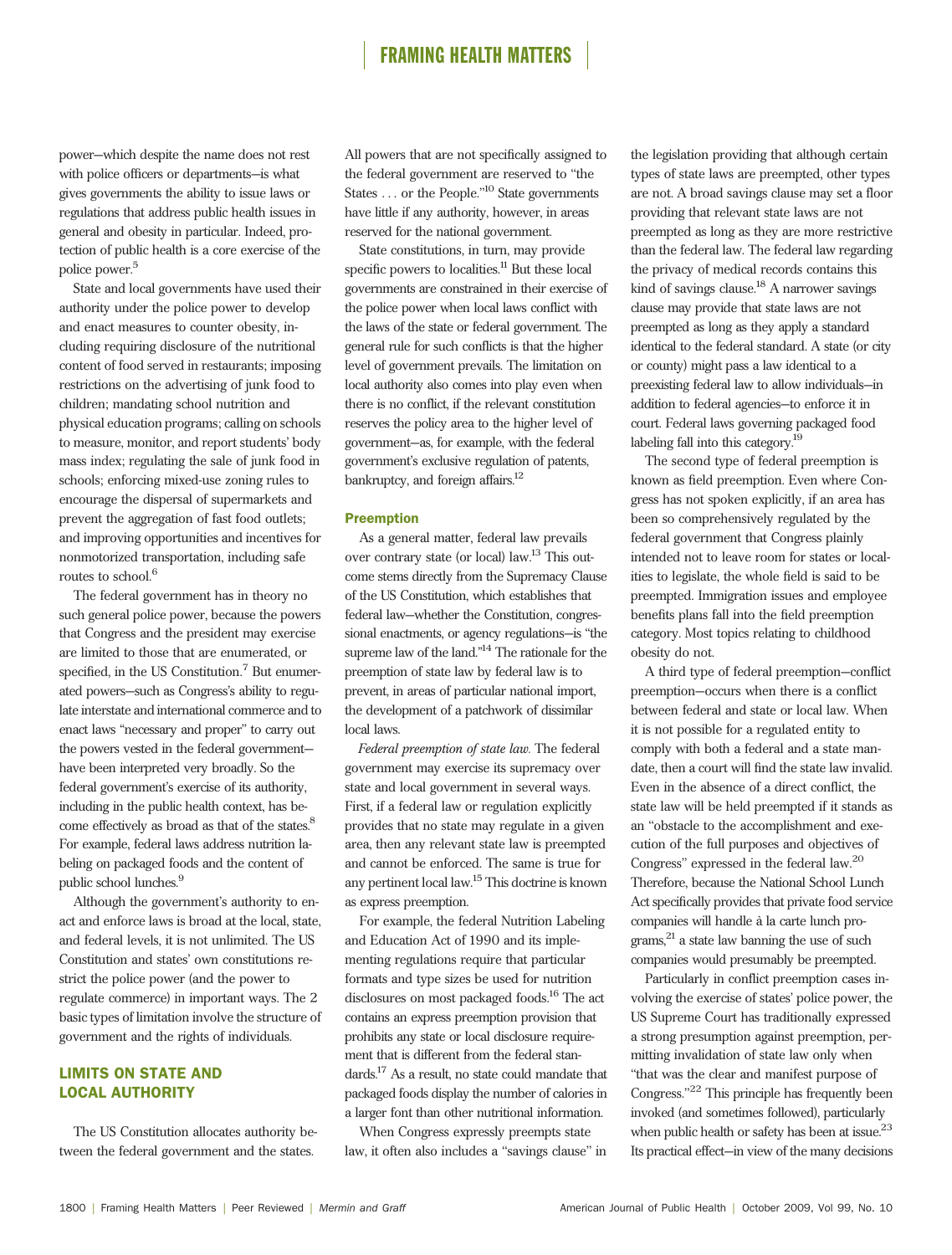power—which despite the name does not rest with police officers or departments—is what gives governments the ability to issue laws or regulations that address public health issues in general and obesity in particular. Indeed, protection of public health is a core exercise of the police power.[5]

State and local governments have used their authority under the police power to develop and enact measures to counter obesity, including requiring disclosure of the nutritional content of food served in restaurants; imposing restrictions on the advertising of junk food to children; mandating school nutrition and physical education programs; calling on schools to measure, monitor, and report students' body mass index; regulating the sale of junk food in schools; enforcing mixed-use zoning rules to encourage the dispersal of supermarkets and prevent the aggregation of fast food outlets; and improving opportunities and incentives for nonmotorized transportation, including safe routes to school.[6]

The federal government has in theory no such general police power, because the powers that Congress and the president may exercise are limited to those that are enumerated, or specified, in the US Constitution.[7] But enumerated powers—such as Congress's ability to regulate interstate and international commerce and to enact laws "necessary and proper" to carry out the powers vested in the federal government—have been interpreted very broadly. So the federal government's exercise of its authority, including in the public health context, has become effectively as broad as that of the states.[8] For example, federal laws address nutrition labeling on packaged foods and the content of public school lunches.[9]

Although the government's authority to enact and enforce laws is broad at the local, state, and federal levels, it is not unlimited. The US Constitution and states' own constitutions restrict the police power (and the power to regulate commerce) in important ways. The 2 basic types of limitation involve the structure of government and the rights of individuals.

## LIMITS ON STATE AND LOCAL AUTHORITY

The US Constitution allocates authority between the federal government and the states. All powers that are not specifically assigned to the federal government are reserved to "the States . . . or the People."[10] State governments have little if any authority, however, in areas reserved for the national government.

State constitutions, in turn, may provide specific powers to localities.[11] But these local governments are constrained in their exercise of the police power when local laws conflict with the laws of the state or federal government. The general rule for such conflicts is that the higher level of government prevails. The limitation on local authority also comes into play even when there is no conflict, if the relevant constitution reserves the policy area to the higher level of government—as, for example, with the federal government's exclusive regulation of patents, bankruptcy, and foreign affairs.[12]

### Preemption

As a general matter, federal law prevails over contrary state (or local) law.[13] This outcome stems directly from the Supremacy Clause of the US Constitution, which establishes that federal law—whether the Constitution, congressional enactments, or agency regulations—is "the supreme law of the land."[14] The rationale for the preemption of state law by federal law is to prevent, in areas of particular national import, the development of a patchwork of dissimilar local laws.

*Federal preemption of state law.* The federal government may exercise its supremacy over state and local government in several ways. First, if a federal law or regulation explicitly provides that no state may regulate in a given area, then any relevant state law is preempted and cannot be enforced. The same is true for any pertinent local law.[15] This doctrine is known as express preemption.

For example, the federal Nutrition Labeling and Education Act of 1990 and its implementing regulations require that particular formats and type sizes be used for nutrition disclosures on most packaged foods.[16] The act contains an express preemption provision that prohibits any state or local disclosure requirement that is different from the federal standards.[17] As a result, no state could mandate that packaged foods display the number of calories in a larger font than other nutritional information.

When Congress expressly preempts state law, it often also includes a "savings clause" in the legislation providing that although certain types of state laws are preempted, other types are not. A broad savings clause may set a floor providing that relevant state laws are not preempted as long as they are more restrictive than the federal law. The federal law regarding the privacy of medical records contains this kind of savings clause.[18] A narrower savings clause may provide that state laws are not preempted as long as they apply a standard identical to the federal standard. A state (or city or county) might pass a law identical to a preexisting federal law to allow individuals—in addition to federal agencies—to enforce it in court. Federal laws governing packaged food labeling fall into this category.[19]

The second type of federal preemption is known as field preemption. Even where Congress has not spoken explicitly, if an area has been so comprehensively regulated by the federal government that Congress plainly intended not to leave room for states or localities to legislate, the whole field is said to be preempted. Immigration issues and employee benefits plans fall into the field preemption category. Most topics relating to childhood obesity do not.

A third type of federal preemption—conflict preemption—occurs when there is a conflict between federal and state or local law. When it is not possible for a regulated entity to comply with both a federal and a state mandate, then a court will find the state law invalid. Even in the absence of a direct conflict, the state law will be held preempted if it stands as an "obstacle to the accomplishment and execution of the full purposes and objectives of Congress" expressed in the federal law.[20] Therefore, because the National School Lunch Act specifically provides that private food service companies will handle à la carte lunch programs,[21] a state law banning the use of such companies would presumably be preempted.

Particularly in conflict preemption cases involving the exercise of states' police power, the US Supreme Court has traditionally expressed a strong presumption against preemption, permitting invalidation of state law only when "that was the clear and manifest purpose of Congress."[22] This principle has frequently been invoked (and sometimes followed), particularly when public health or safety has been at issue.[23] Its practical effect—in view of the many decisions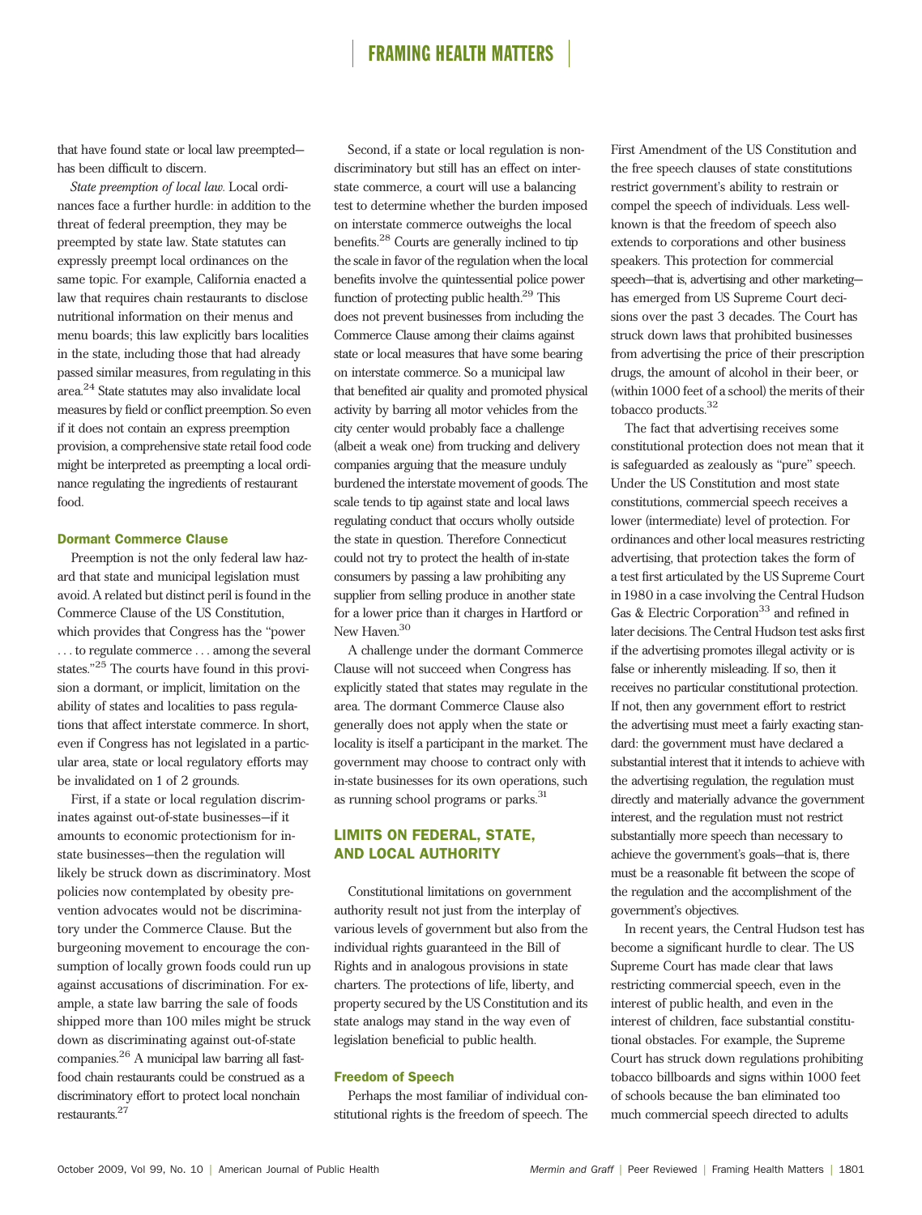that have found state or local law preempted—has been difficult to discern.

*State preemption of local law.* Local ordinances face a further hurdle: in addition to the threat of federal preemption, they may be preempted by state law. State statutes can expressly preempt local ordinances on the same topic. For example, California enacted a law that requires chain restaurants to disclose nutritional information on their menus and menu boards; this law explicitly bars localities in the state, including those that had already passed similar measures, from regulating in this area.[24] State statutes may also invalidate local measures by field or conflict preemption. So even if it does not contain an express preemption provision, a comprehensive state retail food code might be interpreted as preempting a local ordinance regulating the ingredients of restaurant food.

### Dormant Commerce Clause

Preemption is not the only federal law hazard that state and municipal legislation must avoid. A related but distinct peril is found in the Commerce Clause of the US Constitution, which provides that Congress has the "power . . . to regulate commerce . . . among the several states."[25] The courts have found in this provision a dormant, or implicit, limitation on the ability of states and localities to pass regulations that affect interstate commerce. In short, even if Congress has not legislated in a particular area, state or local regulatory efforts may be invalidated on 1 of 2 grounds.

First, if a state or local regulation discriminates against out-of-state businesses—if it amounts to economic protectionism for in-state businesses—then the regulation will likely be struck down as discriminatory. Most policies now contemplated by obesity prevention advocates would not be discriminatory under the Commerce Clause. But the burgeoning movement to encourage the consumption of locally grown foods could run up against accusations of discrimination. For example, a state law barring the sale of foods shipped more than 100 miles might be struck down as discriminating against out-of-state companies.[26] A municipal law barring all fast-food chain restaurants could be construed as a discriminatory effort to protect local nonchain restaurants.[27]

Second, if a state or local regulation is nondiscriminatory but still has an effect on interstate commerce, a court will use a balancing test to determine whether the burden imposed on interstate commerce outweighs the local benefits.[28] Courts are generally inclined to tip the scale in favor of the regulation when the local benefits involve the quintessential police power function of protecting public health.[29] This does not prevent businesses from including the Commerce Clause among their claims against state or local measures that have some bearing on interstate commerce. So a municipal law that benefited air quality and promoted physical activity by barring all motor vehicles from the city center would probably face a challenge (albeit a weak one) from trucking and delivery companies arguing that the measure unduly burdened the interstate movement of goods. The scale tends to tip against state and local laws regulating conduct that occurs wholly outside the state in question. Therefore Connecticut could not try to protect the health of in-state consumers by passing a law prohibiting any supplier from selling produce in another state for a lower price than it charges in Hartford or New Haven.[30]

A challenge under the dormant Commerce Clause will not succeed when Congress has explicitly stated that states may regulate in the area. The dormant Commerce Clause also generally does not apply when the state or locality is itself a participant in the market. The government may choose to contract only with in-state businesses for its own operations, such as running school programs or parks.[31]

## LIMITS ON FEDERAL, STATE, AND LOCAL AUTHORITY

Constitutional limitations on government authority result not just from the interplay of various levels of government but also from the individual rights guaranteed in the Bill of Rights and in analogous provisions in state charters. The protections of life, liberty, and property secured by the US Constitution and its state analogs may stand in the way even of legislation beneficial to public health.

### Freedom of Speech

Perhaps the most familiar of individual constitutional rights is the freedom of speech. The First Amendment of the US Constitution and the free speech clauses of state constitutions restrict government's ability to restrain or compel the speech of individuals. Less well-known is that the freedom of speech also extends to corporations and other business speakers. This protection for commercial speech—that is, advertising and other marketing—has emerged from US Supreme Court decisions over the past 3 decades. The Court has struck down laws that prohibited businesses from advertising the price of their prescription drugs, the amount of alcohol in their beer, or (within 1000 feet of a school) the merits of their tobacco products.[32]

The fact that advertising receives some constitutional protection does not mean that it is safeguarded as zealously as "pure" speech. Under the US Constitution and most state constitutions, commercial speech receives a lower (intermediate) level of protection. For ordinances and other local measures restricting advertising, that protection takes the form of a test first articulated by the US Supreme Court in 1980 in a case involving the Central Hudson Gas & Electric Corporation[33] and refined in later decisions. The Central Hudson test asks first if the advertising promotes illegal activity or is false or inherently misleading. If so, then it receives no particular constitutional protection. If not, then any government effort to restrict the advertising must meet a fairly exacting standard: the government must have declared a substantial interest that it intends to achieve with the advertising regulation, the regulation must directly and materially advance the government interest, and the regulation must not restrict substantially more speech than necessary to achieve the government's goals—that is, there must be a reasonable fit between the scope of the regulation and the accomplishment of the government's objectives.

In recent years, the Central Hudson test has become a significant hurdle to clear. The US Supreme Court has made clear that laws restricting commercial speech, even in the interest of public health, and even in the interest of children, face substantial constitutional obstacles. For example, the Supreme Court has struck down regulations prohibiting tobacco billboards and signs within 1000 feet of schools because the ban eliminated too much commercial speech directed to adults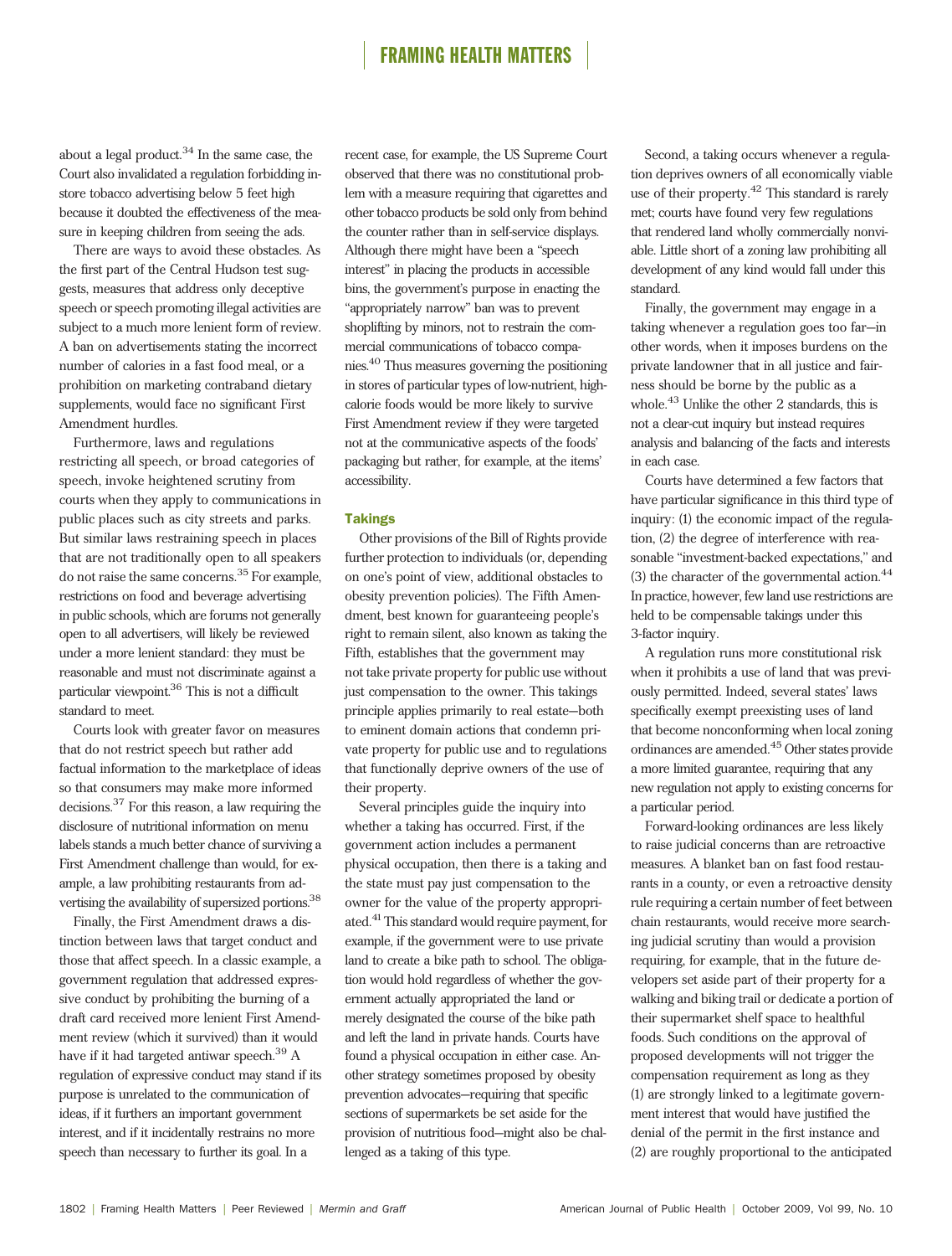about a legal product.[34] In the same case, the Court also invalidated a regulation forbidding in-store tobacco advertising below 5 feet high because it doubted the effectiveness of the measure in keeping children from seeing the ads.

There are ways to avoid these obstacles. As the first part of the Central Hudson test suggests, measures that address only deceptive speech or speech promoting illegal activities are subject to a much more lenient form of review. A ban on advertisements stating the incorrect number of calories in a fast food meal, or a prohibition on marketing contraband dietary supplements, would face no significant First Amendment hurdles.

Furthermore, laws and regulations restricting all speech, or broad categories of speech, invoke heightened scrutiny from courts when they apply to communications in public places such as city streets and parks. But similar laws restraining speech in places that are not traditionally open to all speakers do not raise the same concerns.[35] For example, restrictions on food and beverage advertising in public schools, which are forums not generally open to all advertisers, will likely be reviewed under a more lenient standard: they must be reasonable and must not discriminate against a particular viewpoint.[36] This is not a difficult standard to meet.

Courts look with greater favor on measures that do not restrict speech but rather add factual information to the marketplace of ideas so that consumers may make more informed decisions.[37] For this reason, a law requiring the disclosure of nutritional information on menu labels stands a much better chance of surviving a First Amendment challenge than would, for example, a law prohibiting restaurants from advertising the availability of supersized portions.[38]

Finally, the First Amendment draws a distinction between laws that target conduct and those that affect speech. In a classic example, a government regulation that addressed expressive conduct by prohibiting the burning of a draft card received more lenient First Amendment review (which it survived) than it would have if it had targeted antiwar speech.[39] A regulation of expressive conduct may stand if its purpose is unrelated to the communication of ideas, if it furthers an important government interest, and if it incidentally restrains no more speech than necessary to further its goal. In a recent case, for example, the US Supreme Court observed that there was no constitutional problem with a measure requiring that cigarettes and other tobacco products be sold only from behind the counter rather than in self-service displays. Although there might have been a "speech interest" in placing the products in accessible bins, the government's purpose in enacting the "appropriately narrow" ban was to prevent shoplifting by minors, not to restrain the commercial communications of tobacco companies.[40] Thus measures governing the positioning in stores of particular types of low-nutrient, high-calorie foods would be more likely to survive First Amendment review if they were targeted not at the communicative aspects of the foods' packaging but rather, for example, at the items' accessibility.

### Takings

Other provisions of the Bill of Rights provide further protection to individuals (or, depending on one's point of view, additional obstacles to obesity prevention policies). The Fifth Amendment, best known for guaranteeing people's right to remain silent, also known as taking the Fifth, establishes that the government may not take private property for public use without just compensation to the owner. This takings principle applies primarily to real estate—both to eminent domain actions that condemn private property for public use and to regulations that functionally deprive owners of the use of their property.

Several principles guide the inquiry into whether a taking has occurred. First, if the government action includes a permanent physical occupation, then there is a taking and the state must pay just compensation to the owner for the value of the property appropriated.[41] This standard would require payment, for example, if the government were to use private land to create a bike path to school. The obligation would hold regardless of whether the government actually appropriated the land or merely designated the course of the bike path and left the land in private hands. Courts have found a physical occupation in either case. Another strategy sometimes proposed by obesity prevention advocates—requiring that specific sections of supermarkets be set aside for the provision of nutritious food—might also be challenged as a taking of this type.

Second, a taking occurs whenever a regulation deprives owners of all economically viable use of their property.[42] This standard is rarely met; courts have found very few regulations that rendered land wholly commercially nonviable. Little short of a zoning law prohibiting all development of any kind would fall under this standard.

Finally, the government may engage in a taking whenever a regulation goes too far—in other words, when it imposes burdens on the private landowner that in all justice and fairness should be borne by the public as a whole.[43] Unlike the other 2 standards, this is not a clear-cut inquiry but instead requires analysis and balancing of the facts and interests in each case.

Courts have determined a few factors that have particular significance in this third type of inquiry: (1) the economic impact of the regulation, (2) the degree of interference with reasonable "investment-backed expectations," and (3) the character of the governmental action.[44] In practice, however, few land use restrictions are held to be compensable takings under this 3-factor inquiry.

A regulation runs more constitutional risk when it prohibits a use of land that was previously permitted. Indeed, several states' laws specifically exempt preexisting uses of land that become nonconforming when local zoning ordinances are amended.[45] Other states provide a more limited guarantee, requiring that any new regulation not apply to existing concerns for a particular period.

Forward-looking ordinances are less likely to raise judicial concerns than are retroactive measures. A blanket ban on fast food restaurants in a county, or even a retroactive density rule requiring a certain number of feet between chain restaurants, would receive more searching judicial scrutiny than would a provision requiring, for example, that in the future developers set aside part of their property for a walking and biking trail or dedicate a portion of their supermarket shelf space to healthful foods. Such conditions on the approval of proposed developments will not trigger the compensation requirement as long as they (1) are strongly linked to a legitimate government interest that would have justified the denial of the permit in the first instance and (2) are roughly proportional to the anticipated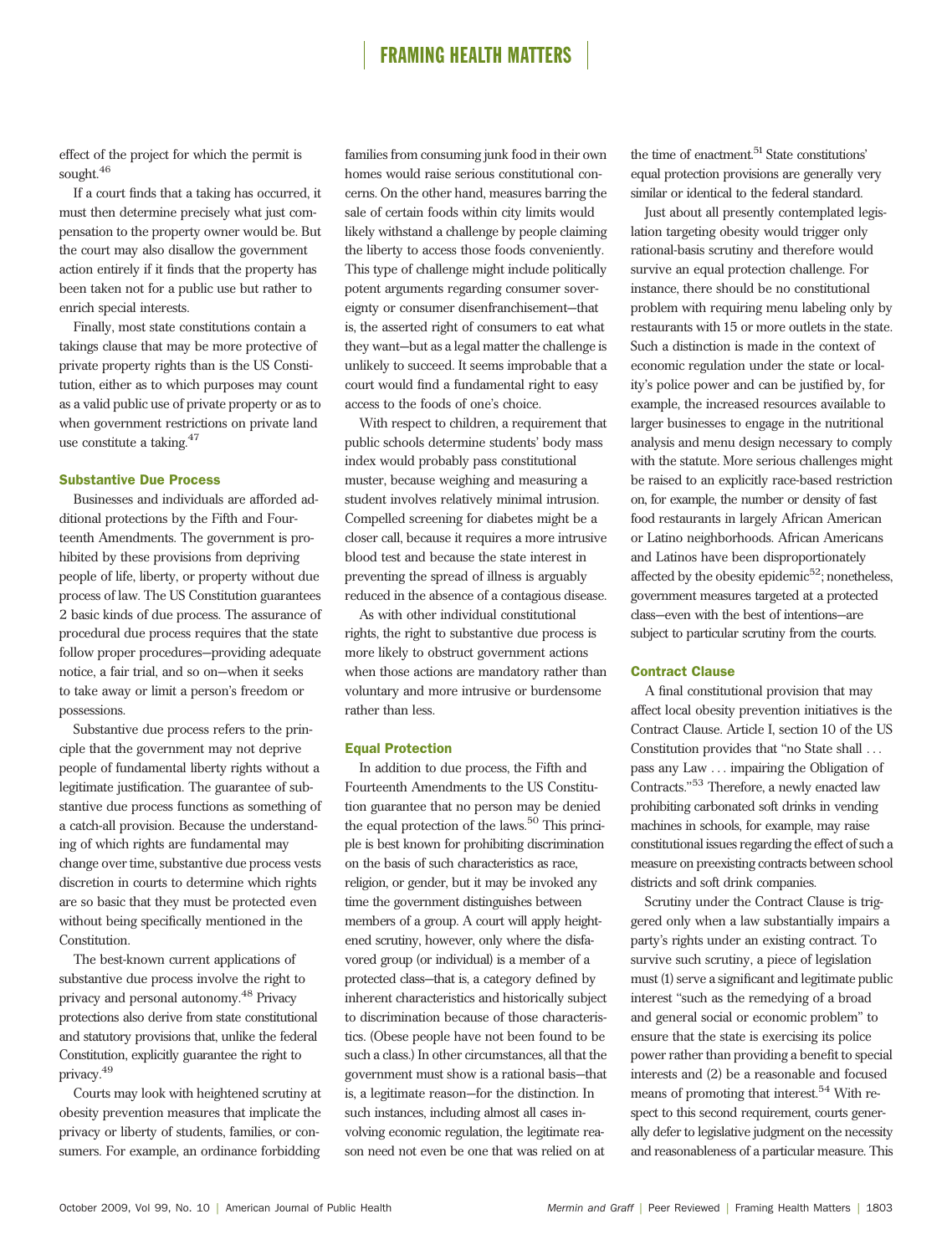effect of the project for which the permit is sought.[46]

If a court finds that a taking has occurred, it must then determine precisely what just compensation to the property owner would be. But the court may also disallow the government action entirely if it finds that the property has been taken not for a public use but rather to enrich special interests.

Finally, most state constitutions contain a takings clause that may be more protective of private property rights than is the US Constitution, either as to which purposes may count as a valid public use of private property or as to when government restrictions on private land use constitute a taking.[47]

### Substantive Due Process

Businesses and individuals are afforded additional protections by the Fifth and Fourteenth Amendments. The government is prohibited by these provisions from depriving people of life, liberty, or property without due process of law. The US Constitution guarantees 2 basic kinds of due process. The assurance of procedural due process requires that the state follow proper procedures—providing adequate notice, a fair trial, and so on—when it seeks to take away or limit a person's freedom or possessions.

Substantive due process refers to the principle that the government may not deprive people of fundamental liberty rights without a legitimate justification. The guarantee of substantive due process functions as something of a catch-all provision. Because the understanding of which rights are fundamental may change over time, substantive due process vests discretion in courts to determine which rights are so basic that they must be protected even without being specifically mentioned in the Constitution.

The best-known current applications of substantive due process involve the right to privacy and personal autonomy.[48] Privacy protections also derive from state constitutional and statutory provisions that, unlike the federal Constitution, explicitly guarantee the right to privacy.[49]

Courts may look with heightened scrutiny at obesity prevention measures that implicate the privacy or liberty of students, families, or consumers. For example, an ordinance forbidding families from consuming junk food in their own homes would raise serious constitutional concerns. On the other hand, measures barring the sale of certain foods within city limits would likely withstand a challenge by people claiming the liberty to access those foods conveniently. This type of challenge might include politically potent arguments regarding consumer sovereignty or consumer disenfranchisement—that is, the asserted right of consumers to eat what they want—but as a legal matter the challenge is unlikely to succeed. It seems improbable that a court would find a fundamental right to easy access to the foods of one's choice.

With respect to children, a requirement that public schools determine students' body mass index would probably pass constitutional muster, because weighing and measuring a student involves relatively minimal intrusion. Compelled screening for diabetes might be a closer call, because it requires a more intrusive blood test and because the state interest in preventing the spread of illness is arguably reduced in the absence of a contagious disease.

As with other individual constitutional rights, the right to substantive due process is more likely to obstruct government actions when those actions are mandatory rather than voluntary and more intrusive or burdensome rather than less.

### Equal Protection

In addition to due process, the Fifth and Fourteenth Amendments to the US Constitution guarantee that no person may be denied the equal protection of the laws.[50] This principle is best known for prohibiting discrimination on the basis of such characteristics as race, religion, or gender, but it may be invoked any time the government distinguishes between members of a group. A court will apply heightened scrutiny, however, only where the disfavored group (or individual) is a member of a protected class—that is, a category defined by inherent characteristics and historically subject to discrimination because of those characteristics. (Obese people have not been found to be such a class.) In other circumstances, all that the government must show is a rational basis—that is, a legitimate reason—for the distinction. In such instances, including almost all cases involving economic regulation, the legitimate reason need not even be one that was relied on at the time of enactment.[51] State constitutions' equal protection provisions are generally very similar or identical to the federal standard.

Just about all presently contemplated legislation targeting obesity would trigger only rational-basis scrutiny and therefore would survive an equal protection challenge. For instance, there should be no constitutional problem with requiring menu labeling only by restaurants with 15 or more outlets in the state. Such a distinction is made in the context of economic regulation under the state or locality's police power and can be justified by, for example, the increased resources available to larger businesses to engage in the nutritional analysis and menu design necessary to comply with the statute. More serious challenges might be raised to an explicitly race-based restriction on, for example, the number or density of fast food restaurants in largely African American or Latino neighborhoods. African Americans and Latinos have been disproportionately affected by the obesity epidemic[52]; nonetheless, government measures targeted at a protected class—even with the best of intentions—are subject to particular scrutiny from the courts.

### Contract Clause

A final constitutional provision that may affect local obesity prevention initiatives is the Contract Clause. Article I, section 10 of the US Constitution provides that "no State shall . . . pass any Law . . . impairing the Obligation of Contracts."[53] Therefore, a newly enacted law prohibiting carbonated soft drinks in vending machines in schools, for example, may raise constitutional issues regarding the effect of such a measure on preexisting contracts between school districts and soft drink companies.

Scrutiny under the Contract Clause is triggered only when a law substantially impairs a party's rights under an existing contract. To survive such scrutiny, a piece of legislation must (1) serve a significant and legitimate public interest "such as the remedying of a broad and general social or economic problem" to ensure that the state is exercising its police power rather than providing a benefit to special interests and (2) be a reasonable and focused means of promoting that interest.[54] With respect to this second requirement, courts generally defer to legislative judgment on the necessity and reasonableness of a particular measure. This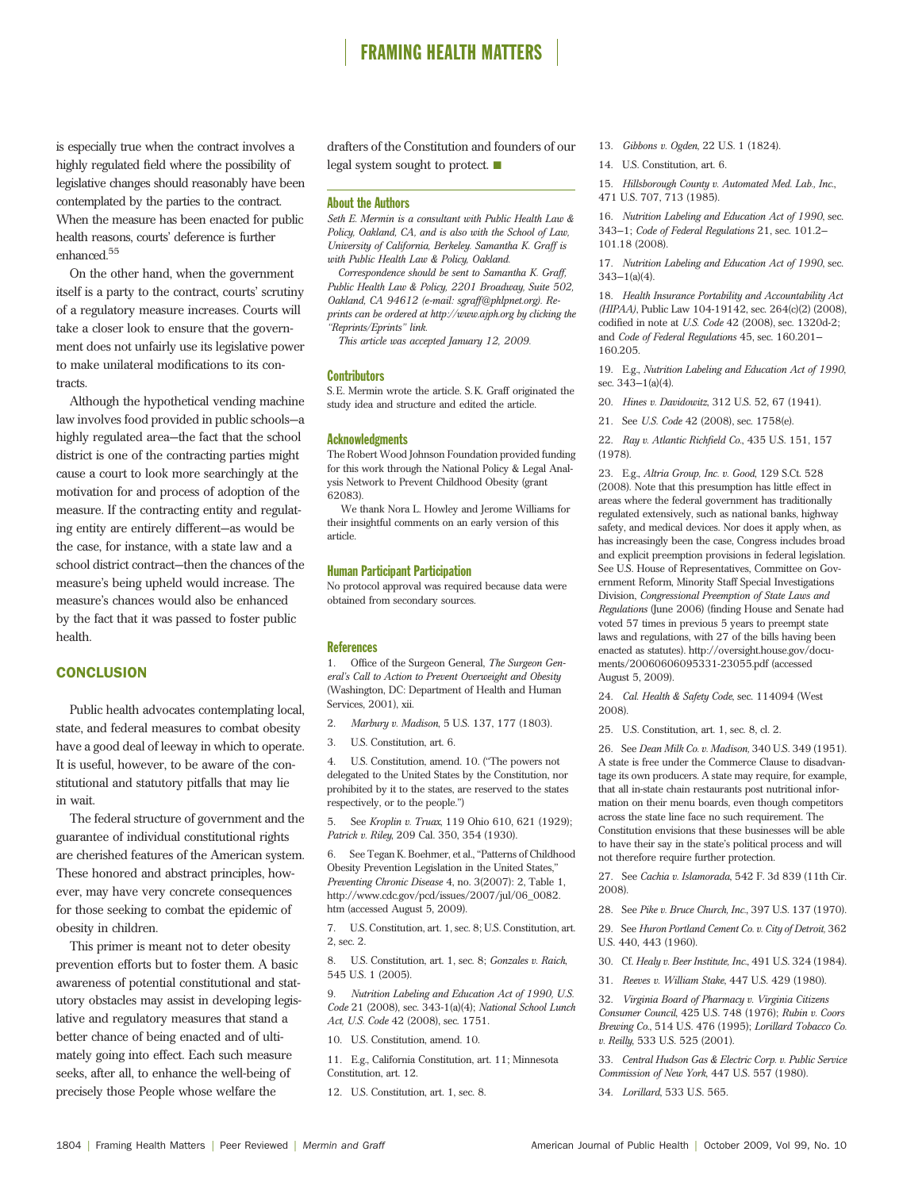is especially true when the contract involves a highly regulated field where the possibility of legislative changes should reasonably have been contemplated by the parties to the contract. When the measure has been enacted for public health reasons, courts' deference is further enhanced.[55]

On the other hand, when the government itself is a party to the contract, courts' scrutiny of a regulatory measure increases. Courts will take a closer look to ensure that the government does not unfairly use its legislative power to make unilateral modifications to its contracts.

Although the hypothetical vending machine law involves food provided in public schools—a highly regulated area—the fact that the school district is one of the contracting parties might cause a court to look more searchingly at the motivation for and process of adoption of the measure. If the contracting entity and regulating entity are entirely different—as would be the case, for instance, with a state law and a school district contract—then the chances of the measure's being upheld would increase. The measure's chances would also be enhanced by the fact that it was passed to foster public health.

## CONCLUSION

Public health advocates contemplating local, state, and federal measures to combat obesity have a good deal of leeway in which to operate. It is useful, however, to be aware of the constitutional and statutory pitfalls that may lie in wait.

The federal structure of government and the guarantee of individual constitutional rights are cherished features of the American system. These honored and abstract principles, however, may have very concrete consequences for those seeking to combat the epidemic of obesity in children.

This primer is meant not to deter obesity prevention efforts but to foster them. A basic awareness of potential constitutional and statutory obstacles may assist in developing legislative and regulatory measures that stand a better chance of being enacted and of ultimately going into effect. Each such measure seeks, after all, to enhance the well-being of precisely those People whose welfare the drafters of the Constitution and founders of our legal system sought to protect. ■

### About the Authors

*Seth E. Mermin is a consultant with Public Health Law & Policy, Oakland, CA, and is also with the School of Law, University of California, Berkeley. Samantha K. Graff is with Public Health Law & Policy, Oakland.*

*Correspondence should be sent to Samantha K. Graff, Public Health Law & Policy, 2201 Broadway, Suite 502, Oakland, CA 94612 (e-mail: sgraff@phlpnet.org). Reprints can be ordered at http://www.ajph.org by clicking the "Reprints/Eprints" link.*

*This article was accepted January 12, 2009.*

### Contributors

S.E. Mermin wrote the article. S.K. Graff originated the study idea and structure and edited the article.

### Acknowledgments

The Robert Wood Johnson Foundation provided funding for this work through the National Policy & Legal Analysis Network to Prevent Childhood Obesity (grant 62083).

We thank Nora L. Howley and Jerome Williams for their insightful comments on an early version of this article.

### Human Participant Participation

No protocol approval was required because data were obtained from secondary sources.

### References

1. Office of the Surgeon General, *The Surgeon General's Call to Action to Prevent Overweight and Obesity* (Washington, DC: Department of Health and Human Services, 2001), xii.
2. *Marbury v. Madison*, 5 U.S. 137, 177 (1803).
3. U.S. Constitution, art. 6.
4. U.S. Constitution, amend. 10. ("The powers not delegated to the United States by the Constitution, nor prohibited by it to the states, are reserved to the states respectively, or to the people.")
5. See *Kroplin v. Truax*, 119 Ohio 610, 621 (1929); *Patrick v. Riley*, 209 Cal. 350, 354 (1930).
6. See Tegan K. Boehmer, et al., "Patterns of Childhood Obesity Prevention Legislation in the United States," *Preventing Chronic Disease* 4, no. 3(2007): 2, Table 1, http://www.cdc.gov/pcd/issues/2007/jul/06_0082.htm (accessed August 5, 2009).
7. U.S. Constitution, art. 1, sec. 8; U.S. Constitution, art. 2, sec. 2.
8. U.S. Constitution, art. 1, sec. 8; *Gonzales v. Raich*, 545 U.S. 1 (2005).
9. *Nutrition Labeling and Education Act of 1990, U.S. Code* 21 (2008), sec. 343-1(a)(4); *National School Lunch Act, U.S. Code* 42 (2008), sec. 1751.
10. U.S. Constitution, amend. 10.
11. E.g., California Constitution, art. 11; Minnesota Constitution, art. 12.
12. U.S. Constitution, art. 1, sec. 8.
13. *Gibbons v. Ogden*, 22 U.S. 1 (1824).
14. U.S. Constitution, art. 6.
15. *Hillsborough County v. Automated Med. Lab., Inc.*, 471 U.S. 707, 713 (1985).
16. *Nutrition Labeling and Education Act of 1990*, sec. 343–1; *Code of Federal Regulations* 21, sec. 101.2–101.18 (2008).
17. *Nutrition Labeling and Education Act of 1990*, sec. 343–1(a)(4).
18. *Health Insurance Portability and Accountability Act (HIPAA)*, Public Law 104-19142, sec. 264(c)(2) (2008), codified in note at *U.S. Code* 42 (2008), sec. 1320d-2; and *Code of Federal Regulations* 45, sec. 160.201–160.205.
19. E.g., *Nutrition Labeling and Education Act of 1990*, sec. 343–1(a)(4).
20. *Hines v. Davidowitz*, 312 U.S. 52, 67 (1941).
21. See *U.S. Code* 42 (2008), sec. 1758(e).
22. *Ray v. Atlantic Richfield Co.*, 435 U.S. 151, 157 (1978).
23. E.g., *Altria Group, Inc. v. Good*, 129 S.Ct. 528 (2008). Note that this presumption has little effect in areas where the federal government has traditionally regulated extensively, such as national banks, highway safety, and medical devices. Nor does it apply when, as has increasingly been the case, Congress includes broad and explicit preemption provisions in federal legislation. See U.S. House of Representatives, Committee on Government Reform, Minority Staff Special Investigations Division, *Congressional Preemption of State Laws and Regulations* (June 2006) (finding House and Senate had voted 57 times in previous 5 years to preempt state laws and regulations, with 27 of the bills having been enacted as statutes). http://oversight.house.gov/documents/20060606095331-23055.pdf (accessed August 5, 2009).
24. *Cal. Health & Safety Code*, sec. 114094 (West 2008).
25. U.S. Constitution, art. 1, sec. 8, cl. 2.
26. See *Dean Milk Co. v. Madison*, 340 U.S. 349 (1951). A state is free under the Commerce Clause to disadvantage its own producers. A state may require, for example, that all in-state chain restaurants post nutritional information on their menu boards, even though competitors across the state line face no such requirement. The Constitution envisions that these businesses will be able to have their say in the state's political process and will not therefore require further protection.
27. See *Cachia v. Islamorada*, 542 F. 3d 839 (11th Cir. 2008).
28. See *Pike v. Bruce Church, Inc.*, 397 U.S. 137 (1970).
29. See *Huron Portland Cement Co. v. City of Detroit*, 362 U.S. 440, 443 (1960).
30. Cf. *Healy v. Beer Institute, Inc.*, 491 U.S. 324 (1984).
31. *Reeves v. William Stake*, 447 U.S. 429 (1980).
32. *Virginia Board of Pharmacy v. Virginia Citizens Consumer Council*, 425 U.S. 748 (1976); *Rubin v. Coors Brewing Co.*, 514 U.S. 476 (1995); *Lorillard Tobacco Co. v. Reilly*, 533 U.S. 525 (2001).
33. *Central Hudson Gas & Electric Corp. v. Public Service Commission of New York*, 447 U.S. 557 (1980).
34. *Lorillard*, 533 U.S. 565.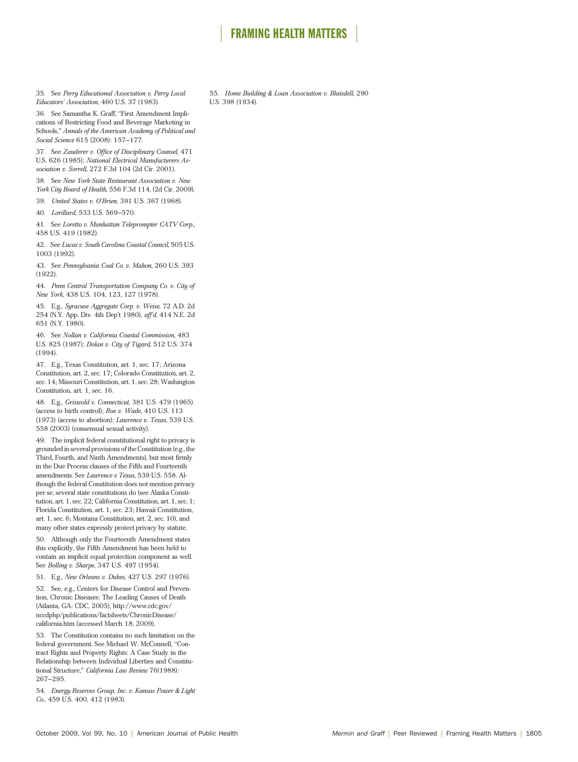35. See *Perry Educational Association v. Perry Local Educators' Association*, 460 U.S. 37 (1983).

36. See Samantha K. Graff, "First Amendment Implications of Restricting Food and Beverage Marketing in Schools," *Annals of the American Academy of Political and Social Science* 615 (2008): 157–177.

37. See *Zauderer v. Office of Disciplinary Counsel*, 471 U.S. 626 (1985); *National Electrical Manufacturers Association v. Sorrell*, 272 F.3d 104 (2d Cir. 2001).

38. See *New York State Restaurant Association v. New York City Board of Health*, 556 F.3d 114, (2d Cir. 2009).

39. *United States v. O'Brien*, 391 U.S. 367 (1968).

40. *Lorillard*, 533 U.S. 569–570.

41. See *Loretto v. Manhattan Teleprompter CATV Corp.*, 458 U.S. 419 (1982).

42. See *Lucas v. South Carolina Coastal Council*, 505 U.S. 1003 (1992).

43. See *Pennsylvania Coal Co. v. Mahon*, 260 U.S. 393 (1922).

44. *Penn Central Transportation Company Co. v. City of New York*, 438 U.S. 104, 123, 127 (1978).

45. E.g., *Syracuse Aggregate Corp. v. Weise*, 72 A.D. 2d 254 (N.Y. App. Div. 4th Dep't 1980), *aff'd*, 414 N.E. 2d 651 (N.Y. 1980).

46. See *Nollan v. California Coastal Commission*, 483 U.S. 825 (1987); *Dolan v. City of Tigard*, 512 U.S. 374 (1994).

47. E.g., Texas Constitution, art. 1, sec. 17; Arizona Constitution, art. 2, sec. 17; Colorado Constitution, art. 2, sec. 14; Missouri Constitution, art. 1, sec. 28; Washington Constitution, art. 1, sec. 16.

48. E.g., *Griswold v. Connecticut*, 381 U.S. 479 (1965) (access to birth control); *Roe v. Wade*, 410 U.S. 113 (1973) (access to abortion); *Lawrence v. Texas*, 539 U.S. 558 (2003) (consensual sexual activity).

49. The implicit federal constitutional right to privacy is grounded in several provisions of the Constitution (e.g., the Third, Fourth, and Ninth Amendments), but most firmly in the Due Process clauses of the Fifth and Fourteenth amendments. See *Lawrence v Texas*, 539 U.S. 558. Although the federal Constitution does not mention privacy per se, several state constitutions do (see Alaska Constitution, art. 1, sec. 22; California Constitution, art. 1, sec. 1; Florida Constitution, art. 1, sec. 23; Hawaii Constitution, art. 1, sec. 6; Montana Constitution, art. 2, sec. 10), and many other states expressly protect privacy by statute.

50. Although only the Fourteenth Amendment states this explicitly, the Fifth Amendment has been held to contain an implicit equal protection component as well. See *Bolling v. Sharpe*, 347 U.S. 497 (1954).

51. E.g., *New Orleans v. Dukes*, 427 U.S. 297 (1976).

52. See, e.g., Centers for Disease Control and Prevention, Chronic Diseases: The Leading Causes of Death (Atlanta, GA: CDC, 2005), http://www.cdc.gov/nccdphp/publications/factsheets/ChronicDisease/california.htm (accessed March 18, 2009).

53. The Constitution contains no such limitation on the federal government. See Michael W. McConnell, "Contract Rights and Property Rights: A Case Study in the Relationship between Individual Liberties and Constitutional Structure," *California Law Review* 76(1988): 267–295.

54. *Energy Reserves Group, Inc. v. Kansas Power & Light Co.*, 459 U.S. 400, 412 (1983).

55. *Home Building & Loan Association v. Blaisdell*, 290 U.S. 398 (1934).